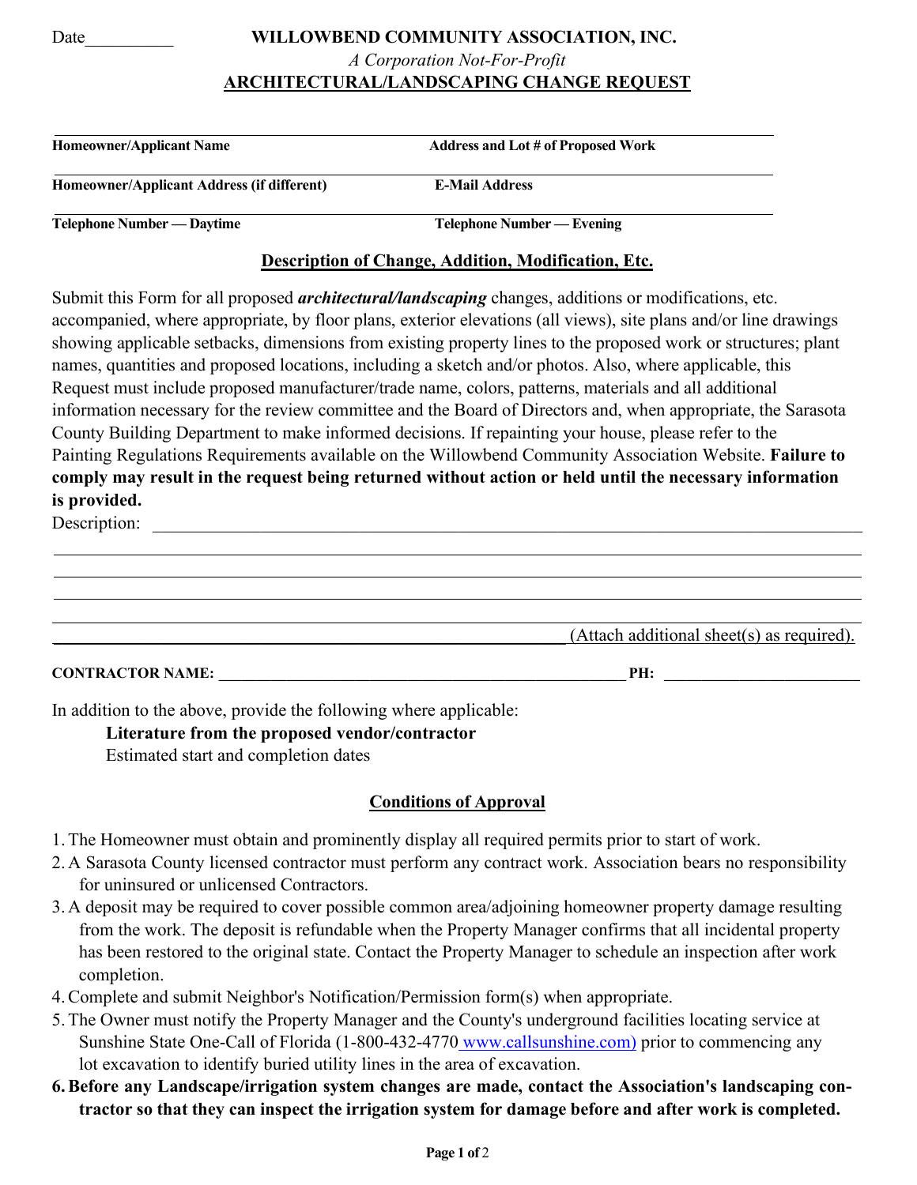Date__________

# WILLOWBEND COMMUNITY ASSOCIATION, INC.

*A Corporation Not-For-Profit*

## ARCHITECTURAL/LANDSCAPING CHANGE REQUEST

| **Homeowner/Applicant Name** | **Address and Lot # of Proposed Work** |
|---|---|
| **Homeowner/Applicant Address (if different)** | **E-Mail Address** |
| **Telephone Number — Daytime** | **Telephone Number — Evening** |

### Description of Change, Addition, Modification, Etc.

Submit this Form for all proposed ***architectural/landscaping*** changes, additions or modifications, etc. accompanied, where appropriate, by floor plans, exterior elevations (all views), site plans and/or line drawings showing applicable setbacks, dimensions from existing property lines to the proposed work or structures; plant names, quantities and proposed locations, including a sketch and/or photos. Also, where applicable, this Request must include proposed manufacturer/trade name, colors, patterns, materials and all additional information necessary for the review committee and the Board of Directors and, when appropriate, the Sarasota County Building Department to make informed decisions. If repainting your house, please refer to the Painting Regulations Requirements available on the Willowbend Community Association Website. **Failure to comply may result in the request being returned without action or held until the necessary information is provided.**

Description: ______________________________________________________________________

__________________________________________________________________________________

__________________________________________________________________________________

__________________________________________________________________________________

__________________________________________________________________________________

________________________________________________________ (Attach additional sheet(s) as required).

**CONTRACTOR NAME:** ______________________________________________ **PH:** ______________________

In addition to the above, provide the following where applicable:

- **Literature from the proposed vendor/contractor**
- Estimated start and completion dates

### Conditions of Approval

1. The Homeowner must obtain and prominently display all required permits prior to start of work.
2. A Sarasota County licensed contractor must perform any contract work. Association bears no responsibility for uninsured or unlicensed Contractors.
3. A deposit may be required to cover possible common area/adjoining homeowner property damage resulting from the work. The deposit is refundable when the Property Manager confirms that all incidental property has been restored to the original state. Contact the Property Manager to schedule an inspection after work completion.
4. Complete and submit Neighbor's Notification/Permission form(s) when appropriate.
5. The Owner must notify the Property Manager and the County's underground facilities locating service at Sunshine State One-Call of Florida (1-800-432-4770 www.callsunshine.com) prior to commencing any lot excavation to identify buried utility lines in the area of excavation.
6. **Before any Landscape/irrigation system changes are made, contact the Association's landscaping contractor so that they can inspect the irrigation system for damage before and after work is completed.**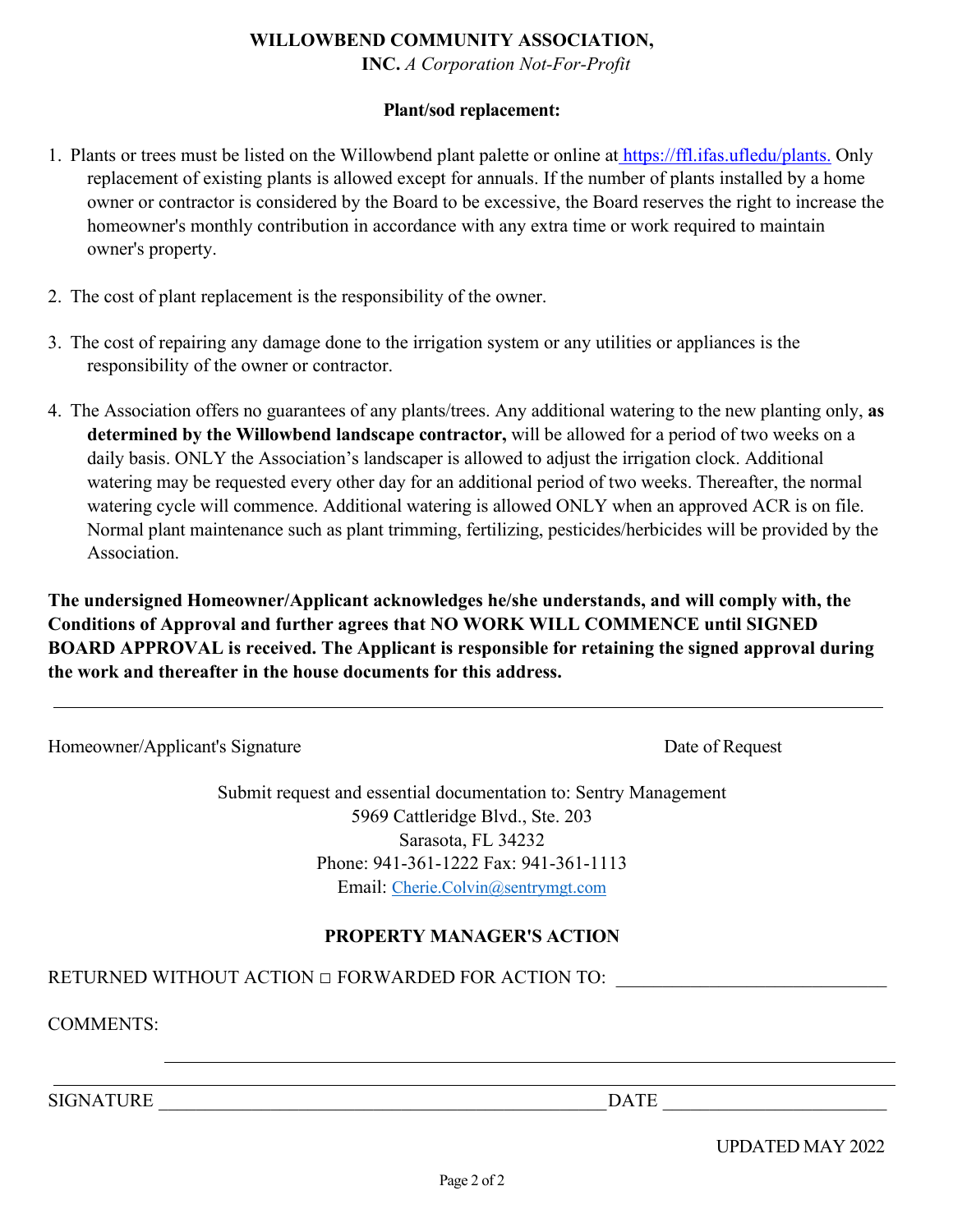**WILLOWBEND COMMUNITY ASSOCIATION, INC.** *A Corporation Not-For-Profit*

**Plant/sod replacement:**

1. Plants or trees must be listed on the Willowbend plant palette or online at https://ffl.ifas.ufledu/plants. Only replacement of existing plants is allowed except for annuals. If the number of plants installed by a home owner or contractor is considered by the Board to be excessive, the Board reserves the right to increase the homeowner's monthly contribution in accordance with any extra time or work required to maintain owner's property.

2. The cost of plant replacement is the responsibility of the owner.

3. The cost of repairing any damage done to the irrigation system or any utilities or appliances is the responsibility of the owner or contractor.

4. The Association offers no guarantees of any plants/trees. Any additional watering to the new planting only, **as determined by the Willowbend landscape contractor,** will be allowed for a period of two weeks on a daily basis. ONLY the Association's landscaper is allowed to adjust the irrigation clock. Additional watering may be requested every other day for an additional period of two weeks. Thereafter, the normal watering cycle will commence. Additional watering is allowed ONLY when an approved ACR is on file. Normal plant maintenance such as plant trimming, fertilizing, pesticides/herbicides will be provided by the Association.

**The undersigned Homeowner/Applicant acknowledges he/she understands, and will comply with, the Conditions of Approval and further agrees that NO WORK WILL COMMENCE until SIGNED BOARD APPROVAL is received. The Applicant is responsible for retaining the signed approval during the work and thereafter in the house documents for this address.**

______________________________________________________________________

Homeowner/Applicant's Signature                                        Date of Request

Submit request and essential documentation to: Sentry Management
5969 Cattleridge Blvd., Ste. 203
Sarasota, FL 34232
Phone: 941-361-1222 Fax: 941-361-1113
Email: Cherie.Colvin@sentrymgt.com

**PROPERTY MANAGER'S ACTION**

RETURNED WITHOUT ACTION □ FORWARDED FOR ACTION TO: ____________________________

COMMENTS: ____________________________________________________________

______________________________________________________________________

SIGNATURE ______________________________________ DATE ______________________

UPDATED MAY 2022